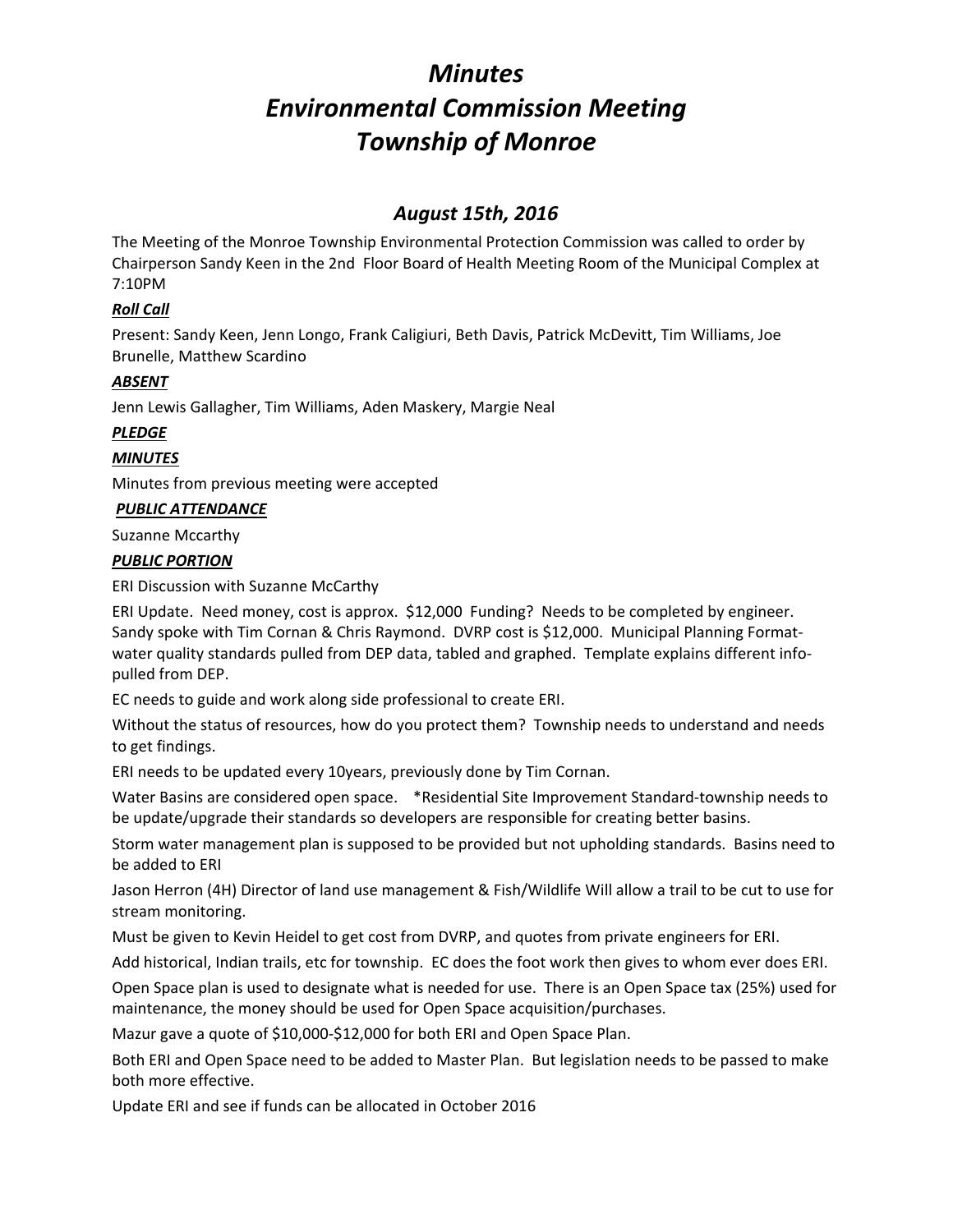# *Minutes*
# *Environmental Commission Meeting*
# *Township of Monroe*

## *August 15th, 2016*

The Meeting of the Monroe Township Environmental Protection Commission was called to order by Chairperson Sandy Keen in the 2nd Floor Board of Health Meeting Room of the Municipal Complex at 7:10PM

***Roll Call***

Present: Sandy Keen, Jenn Longo, Frank Caligiuri, Beth Davis, Patrick McDevitt, Tim Williams, Joe Brunelle, Matthew Scardino

***ABSENT***

Jenn Lewis Gallagher, Tim Williams, Aden Maskery, Margie Neal

***PLEDGE***

***MINUTES***

Minutes from previous meeting were accepted

***PUBLIC ATTENDANCE***

Suzanne Mccarthy

***PUBLIC PORTION***

ERI Discussion with Suzanne McCarthy

ERI Update. Need money, cost is approx. $12,000 Funding? Needs to be completed by engineer. Sandy spoke with Tim Cornan & Chris Raymond. DVRP cost is $12,000. Municipal Planning Format-water quality standards pulled from DEP data, tabled and graphed. Template explains different info-pulled from DEP.

EC needs to guide and work along side professional to create ERI.

Without the status of resources, how do you protect them? Township needs to understand and needs to get findings.

ERI needs to be updated every 10years, previously done by Tim Cornan.

Water Basins are considered open space. *Residential Site Improvement Standard-township needs to be update/upgrade their standards so developers are responsible for creating better basins.

Storm water management plan is supposed to be provided but not upholding standards. Basins need to be added to ERI

Jason Herron (4H) Director of land use management & Fish/Wildlife Will allow a trail to be cut to use for stream monitoring.

Must be given to Kevin Heidel to get cost from DVRP, and quotes from private engineers for ERI.

Add historical, Indian trails, etc for township. EC does the foot work then gives to whom ever does ERI.

Open Space plan is used to designate what is needed for use. There is an Open Space tax (25%) used for maintenance, the money should be used for Open Space acquisition/purchases.

Mazur gave a quote of $10,000-$12,000 for both ERI and Open Space Plan.

Both ERI and Open Space need to be added to Master Plan. But legislation needs to be passed to make both more effective.

Update ERI and see if funds can be allocated in October 2016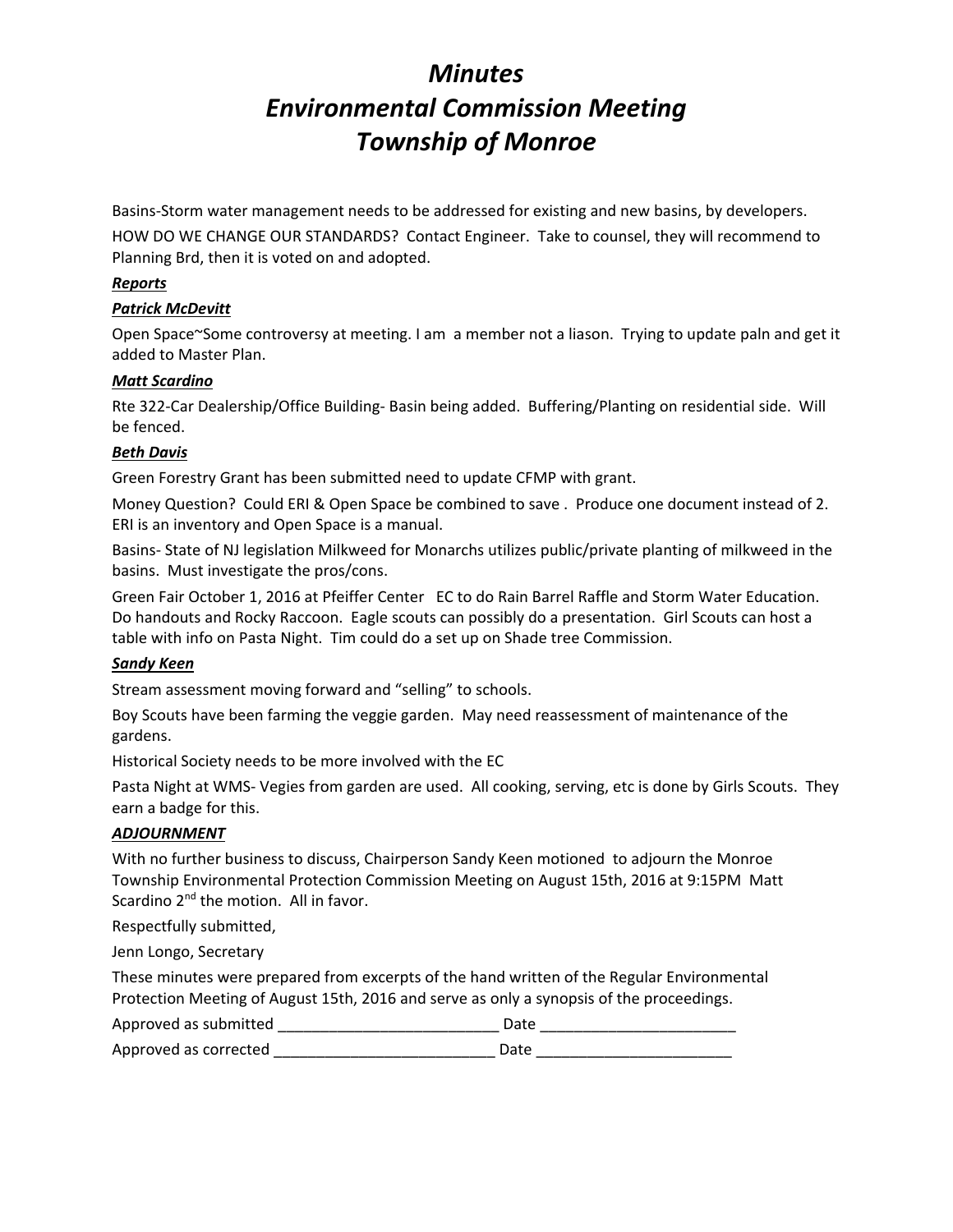# *Minutes*
# *Environmental Commission Meeting*
# *Township of Monroe*

Basins-Storm water management needs to be addressed for existing and new basins, by developers.

HOW DO WE CHANGE OUR STANDARDS? Contact Engineer. Take to counsel, they will recommend to Planning Brd, then it is voted on and adopted.

***Reports***

***Patrick McDevitt***

Open Space~Some controversy at meeting. I am a member not a liason. Trying to update paln and get it added to Master Plan.

***Matt Scardino***

Rte 322-Car Dealership/Office Building- Basin being added. Buffering/Planting on residential side. Will be fenced.

***Beth Davis***

Green Forestry Grant has been submitted need to update CFMP with grant.

Money Question? Could ERI & Open Space be combined to save . Produce one document instead of 2. ERI is an inventory and Open Space is a manual.

Basins- State of NJ legislation Milkweed for Monarchs utilizes public/private planting of milkweed in the basins. Must investigate the pros/cons.

Green Fair October 1, 2016 at Pfeiffer Center EC to do Rain Barrel Raffle and Storm Water Education. Do handouts and Rocky Raccoon. Eagle scouts can possibly do a presentation. Girl Scouts can host a table with info on Pasta Night. Tim could do a set up on Shade tree Commission.

***Sandy Keen***

Stream assessment moving forward and "selling" to schools.

Boy Scouts have been farming the veggie garden. May need reassessment of maintenance of the gardens.

Historical Society needs to be more involved with the EC

Pasta Night at WMS- Vegies from garden are used. All cooking, serving, etc is done by Girls Scouts. They earn a badge for this.

***ADJOURNMENT***

With no further business to discuss, Chairperson Sandy Keen motioned to adjourn the Monroe Township Environmental Protection Commission Meeting on August 15th, 2016 at 9:15PM Matt Scardino 2nd the motion. All in favor.

Respectfully submitted,

Jenn Longo, Secretary

These minutes were prepared from excerpts of the hand written of the Regular Environmental Protection Meeting of August 15th, 2016 and serve as only a synopsis of the proceedings.

Approved as submitted __________________________ Date _______________________

Approved as corrected __________________________ Date _______________________